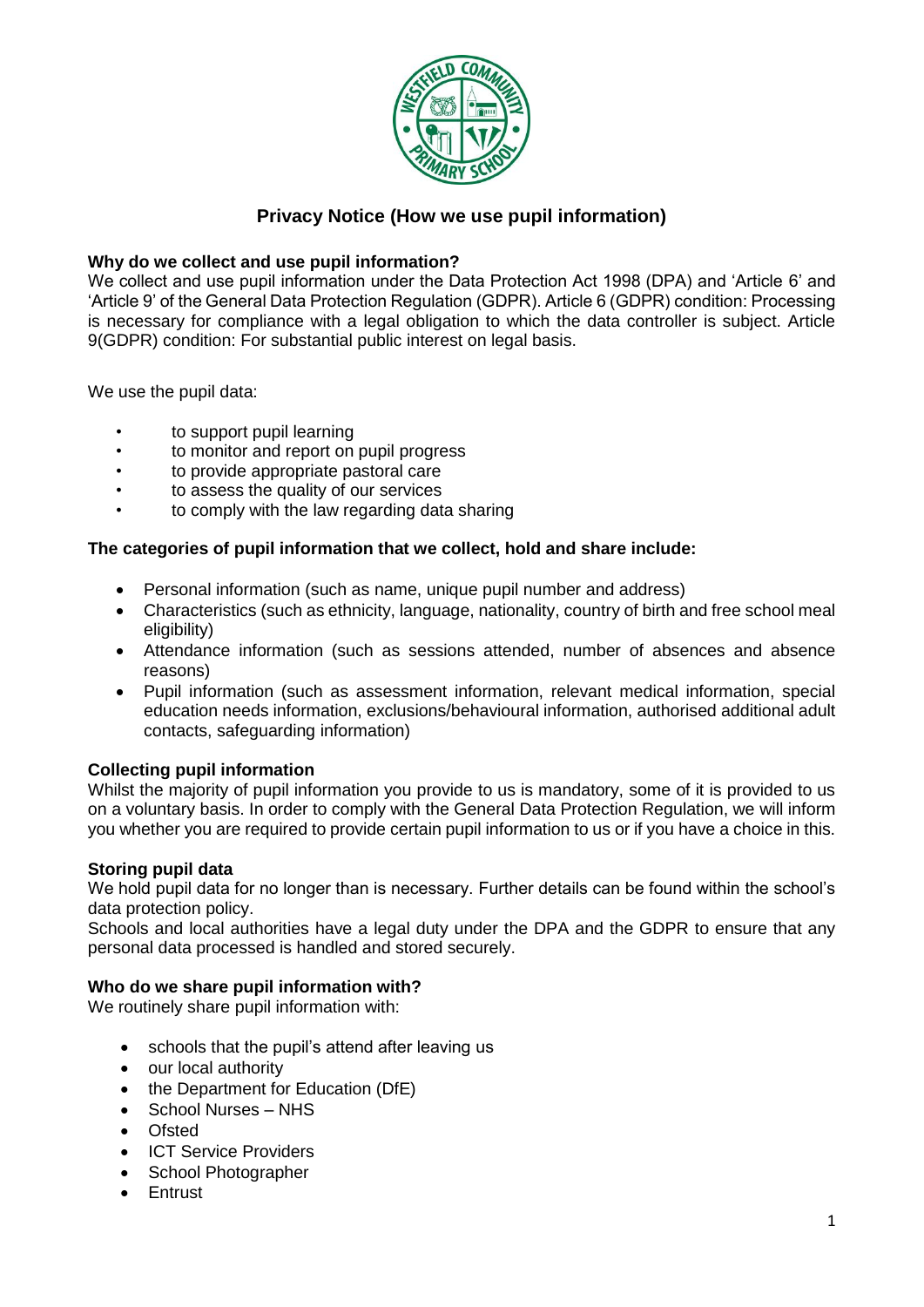# Privacy Notice (How we use pupil information)

**Why do we collect and use pupil information?**

We collect and use pupil information under the Data Protection Act 1998 (DPA) and 'Article 6' and 'Article 9' of the General Data Protection Regulation (GDPR). Article 6 (GDPR) condition: Processing is necessary for compliance with a legal obligation to which the data controller is subject. Article 9(GDPR) condition: For substantial public interest on legal basis.

We use the pupil data:

- to support pupil learning
- to monitor and report on pupil progress
- to provide appropriate pastoral care
- to assess the quality of our services
- to comply with the law regarding data sharing

**The categories of pupil information that we collect, hold and share include:**

- Personal information (such as name, unique pupil number and address)
- Characteristics (such as ethnicity, language, nationality, country of birth and free school meal eligibility)
- Attendance information (such as sessions attended, number of absences and absence reasons)
- Pupil information (such as assessment information, relevant medical information, special education needs information, exclusions/behavioural information, authorised additional adult contacts, safeguarding information)

**Collecting pupil information**

Whilst the majority of pupil information you provide to us is mandatory, some of it is provided to us on a voluntary basis. In order to comply with the General Data Protection Regulation, we will inform you whether you are required to provide certain pupil information to us or if you have a choice in this.

**Storing pupil data**

We hold pupil data for no longer than is necessary. Further details can be found within the school's data protection policy.

Schools and local authorities have a legal duty under the DPA and the GDPR to ensure that any personal data processed is handled and stored securely.

**Who do we share pupil information with?**

We routinely share pupil information with:

- schools that the pupil's attend after leaving us
- our local authority
- the Department for Education (DfE)
- School Nurses – NHS
- Ofsted
- ICT Service Providers
- School Photographer
- Entrust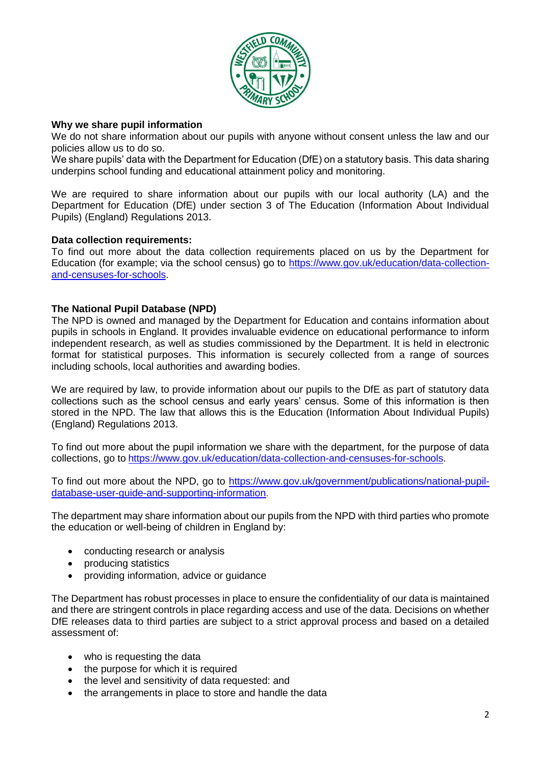**Why we share pupil information**

We do not share information about our pupils with anyone without consent unless the law and our policies allow us to do so.

We share pupils' data with the Department for Education (DfE) on a statutory basis. This data sharing underpins school funding and educational attainment policy and monitoring.

We are required to share information about our pupils with our local authority (LA) and the Department for Education (DfE) under section 3 of The Education (Information About Individual Pupils) (England) Regulations 2013.

**Data collection requirements:**

To find out more about the data collection requirements placed on us by the Department for Education (for example; via the school census) go to [https://www.gov.uk/education/data-collection-and-censuses-for-schools](https://www.gov.uk/education/data-collection-and-censuses-for-schools).

**The National Pupil Database (NPD)**

The NPD is owned and managed by the Department for Education and contains information about pupils in schools in England. It provides invaluable evidence on educational performance to inform independent research, as well as studies commissioned by the Department. It is held in electronic format for statistical purposes. This information is securely collected from a range of sources including schools, local authorities and awarding bodies.

We are required by law, to provide information about our pupils to the DfE as part of statutory data collections such as the school census and early years' census. Some of this information is then stored in the NPD. The law that allows this is the Education (Information About Individual Pupils) (England) Regulations 2013.

To find out more about the pupil information we share with the department, for the purpose of data collections, go to [https://www.gov.uk/education/data-collection-and-censuses-for-schools](https://www.gov.uk/education/data-collection-and-censuses-for-schools).

To find out more about the NPD, go to [https://www.gov.uk/government/publications/national-pupil-database-user-guide-and-supporting-information](https://www.gov.uk/government/publications/national-pupil-database-user-guide-and-supporting-information).

The department may share information about our pupils from the NPD with third parties who promote the education or well-being of children in England by:

- conducting research or analysis
- producing statistics
- providing information, advice or guidance

The Department has robust processes in place to ensure the confidentiality of our data is maintained and there are stringent controls in place regarding access and use of the data. Decisions on whether DfE releases data to third parties are subject to a strict approval process and based on a detailed assessment of:

- who is requesting the data
- the purpose for which it is required
- the level and sensitivity of data requested: and
- the arrangements in place to store and handle the data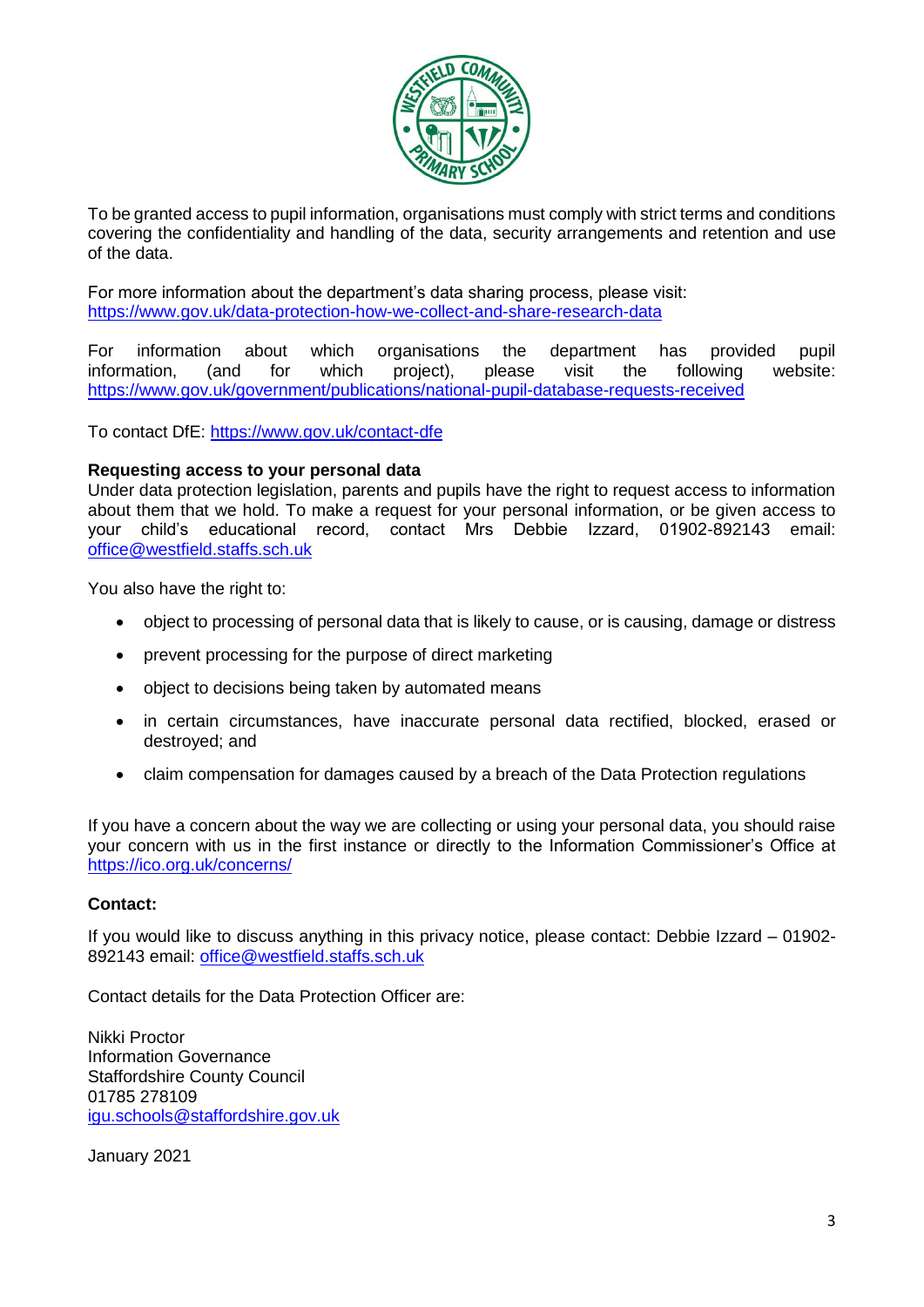To be granted access to pupil information, organisations must comply with strict terms and conditions covering the confidentiality and handling of the data, security arrangements and retention and use of the data.

For more information about the department's data sharing process, please visit: https://www.gov.uk/data-protection-how-we-collect-and-share-research-data

For information about which organisations the department has provided pupil information, (and for which project), please visit the following website: https://www.gov.uk/government/publications/national-pupil-database-requests-received

To contact DfE: https://www.gov.uk/contact-dfe

**Requesting access to your personal data**

Under data protection legislation, parents and pupils have the right to request access to information about them that we hold. To make a request for your personal information, or be given access to your child's educational record, contact Mrs Debbie Izzard, 01902-892143 email: office@westfield.staffs.sch.uk

You also have the right to:

- object to processing of personal data that is likely to cause, or is causing, damage or distress
- prevent processing for the purpose of direct marketing
- object to decisions being taken by automated means
- in certain circumstances, have inaccurate personal data rectified, blocked, erased or destroyed; and
- claim compensation for damages caused by a breach of the Data Protection regulations

If you have a concern about the way we are collecting or using your personal data, you should raise your concern with us in the first instance or directly to the Information Commissioner's Office at https://ico.org.uk/concerns/

**Contact:**

If you would like to discuss anything in this privacy notice, please contact: Debbie Izzard – 01902-892143 email: office@westfield.staffs.sch.uk

Contact details for the Data Protection Officer are:

Nikki Proctor
Information Governance
Staffordshire County Council
01785 278109
igu.schools@staffordshire.gov.uk

January 2021